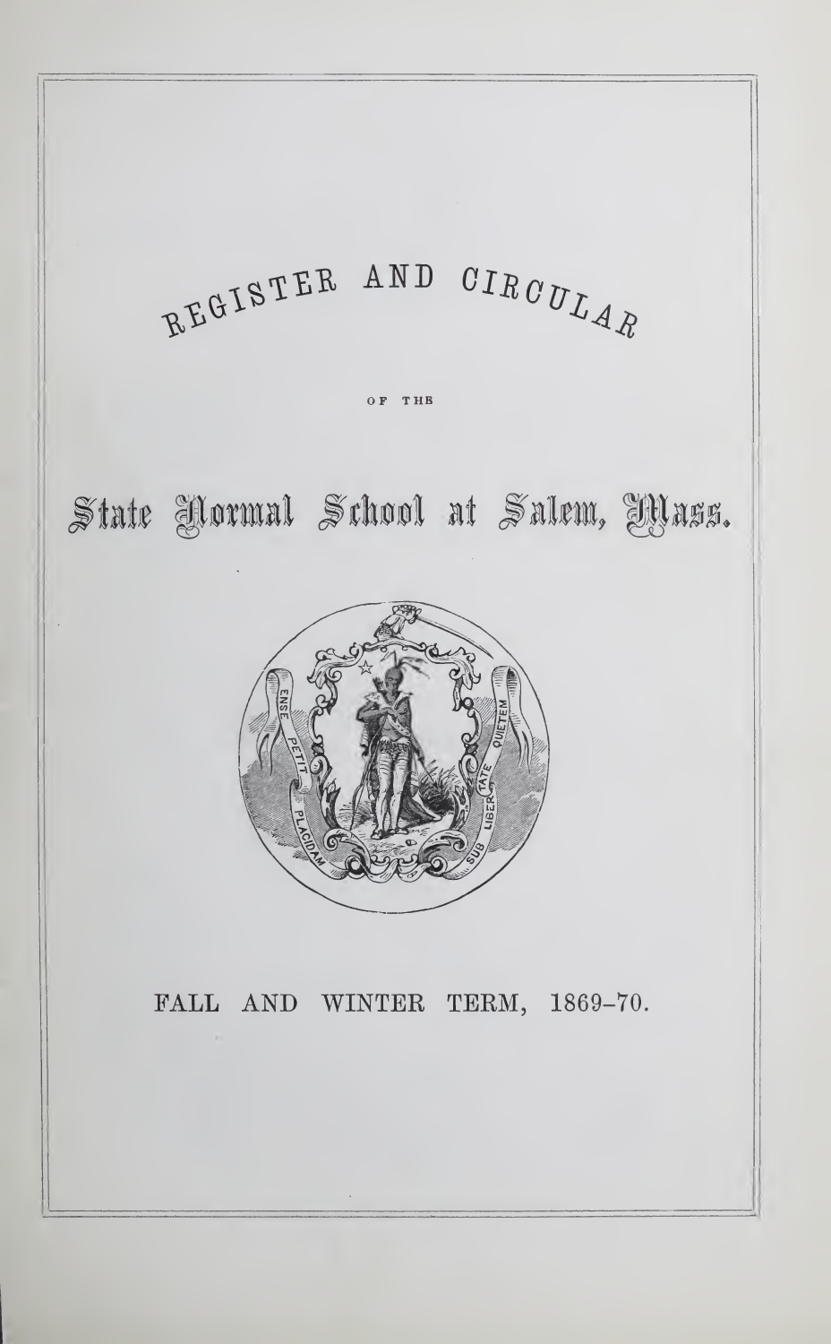# REGISTER AND CIRCULAR

OF THE

# State Normal School at Salem, Mass.

ENSE PETIT PLACIDAM SUB LIBERTATE QUIETEM

FALL AND WINTER TERM, 1869–70.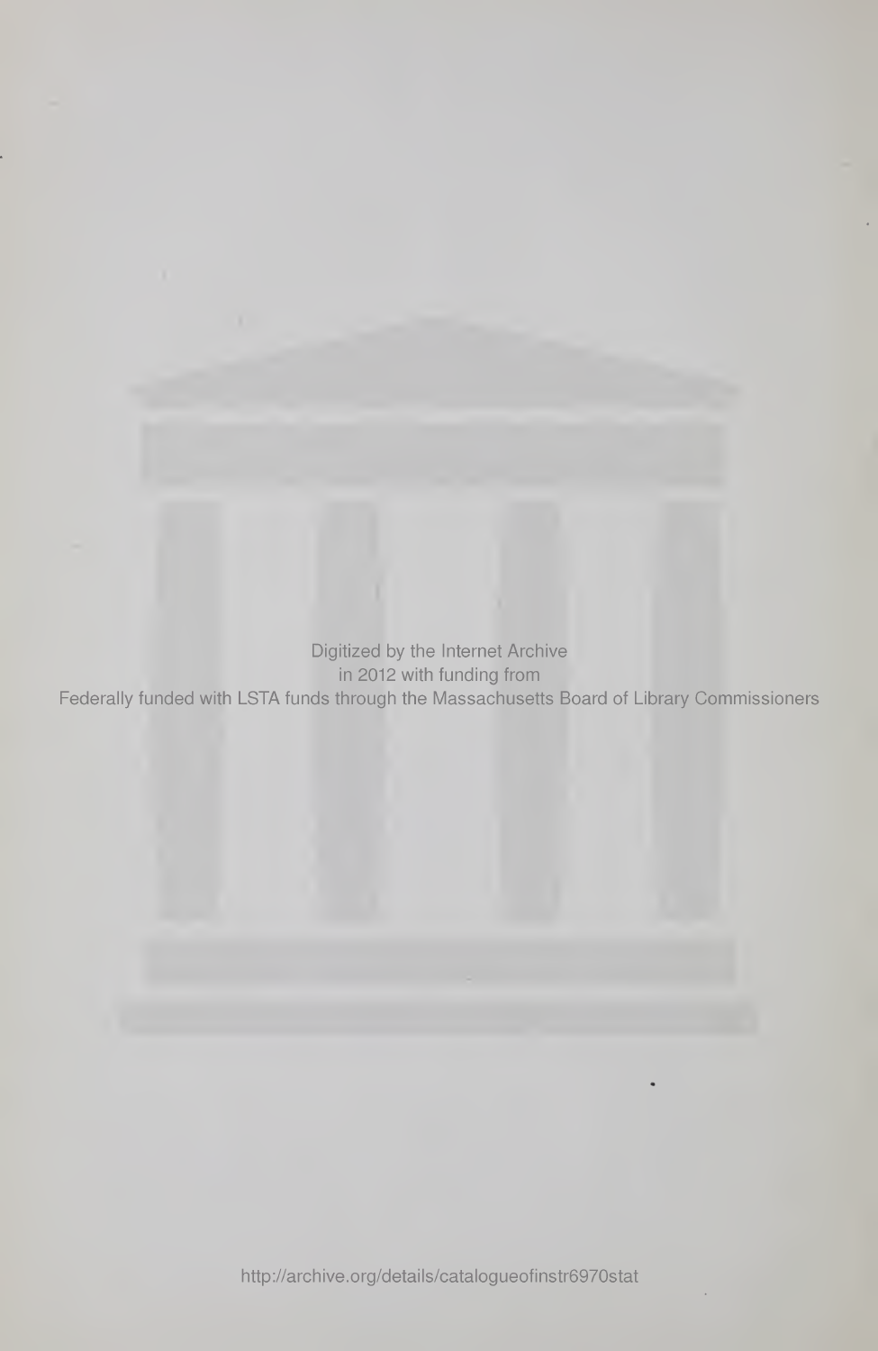Digitized by the Internet Archive
in 2012 with funding from
Federally funded with LSTA funds through the Massachusetts Board of Library Commissioners

http://archive.org/details/catalogueofinstr6970stat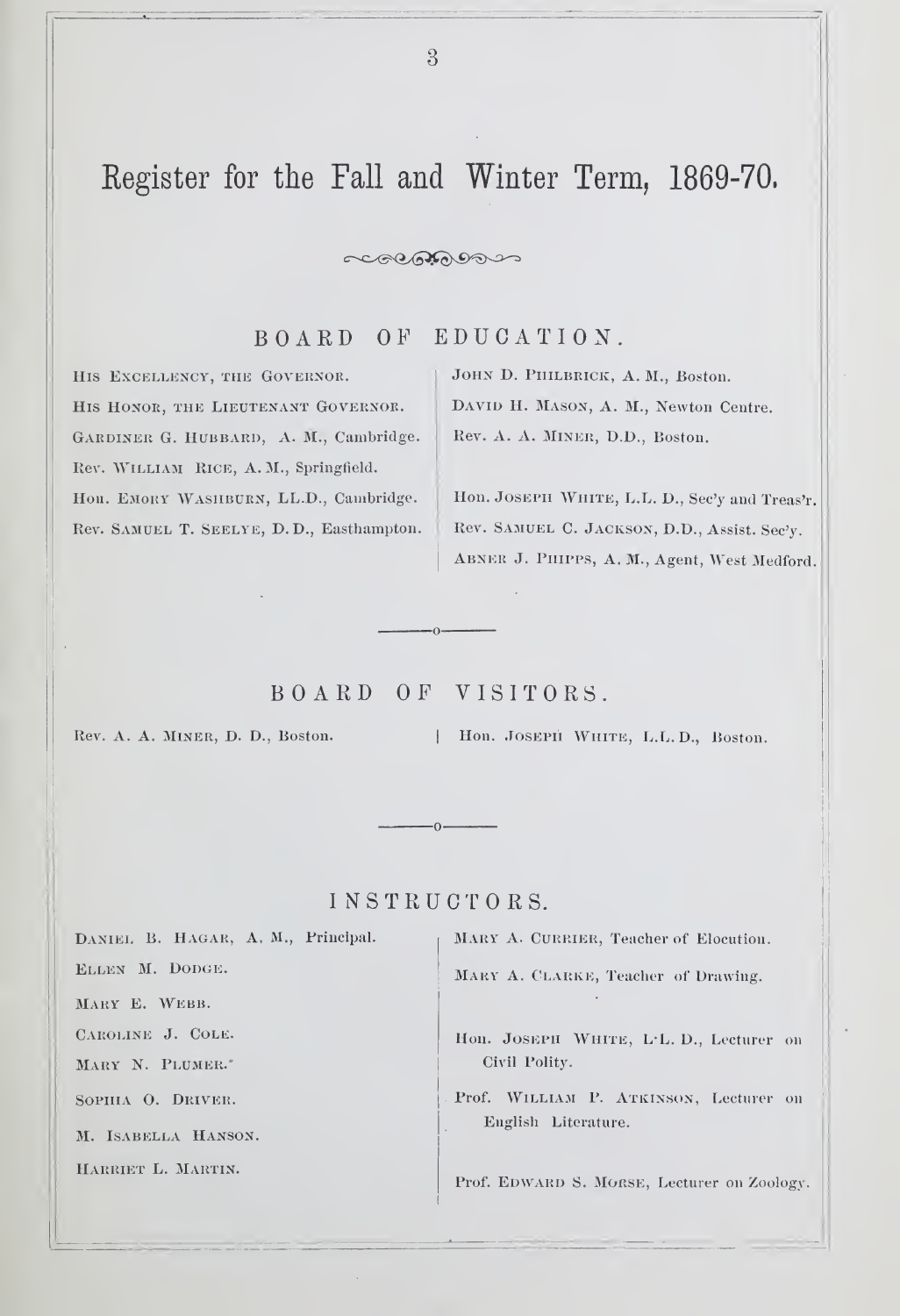# Register for the Fall and Winter Term, 1869-70.

## BOARD OF EDUCATION.

His Excellency, the Governor.
His Honor, the Lieutenant Governor.
Gardiner G. Hubbard, A. M., Cambridge.
Rev. William Rice, A. M., Springfield.
Hon. Emory Washburn, LL.D., Cambridge.
Rev. Samuel T. Seelye, D. D., Easthampton.
John D. Philbrick, A. M., Boston.
David H. Mason, A. M., Newton Centre.
Rev. A. A. Miner, D.D., Boston.

Hon. Joseph White, L.L. D., Sec'y and Treas'r.
Rev. Samuel C. Jackson, D.D., Assist. Sec'y.
Abner J. Phipps, A. M., Agent, West Medford.

## BOARD OF VISITORS.

Rev. A. A. Miner, D. D., Boston.
Hon. Joseph White, L.L. D., Boston.

## INSTRUCTORS.

Daniel B. Hagar, A. M., Principal.
Ellen M. Dodge.
Mary E. Webb.
Caroline J. Cole.
Mary N. Plumer.
Sophia O. Driver.
M. Isabella Hanson.
Harriet L. Martin.
Mary A. Currier, Teacher of Elocution.
Mary A. Clarke, Teacher of Drawing.

Hon. Joseph White, L.L. D., Lecturer on Civil Polity.
Prof. William P. Atkinson, Lecturer on English Literature.

Prof. Edward S. Morse, Lecturer on Zoology.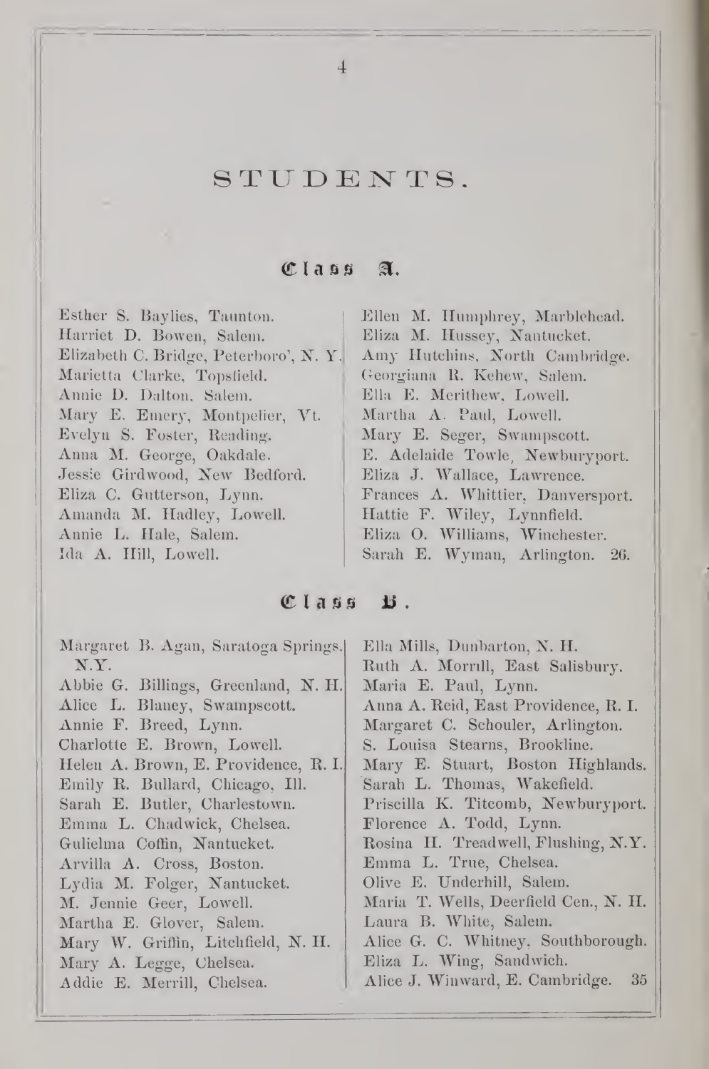# STUDENTS.

## Class A.

Esther S. Baylies, Taunton.
Harriet D. Bowen, Salem.
Elizabeth C. Bridge, Peterboro', N. Y.
Marietta Clarke, Topsfield.
Annie D. Dalton, Salem.
Mary E. Emery, Montpelier, Vt.
Evelyn S. Foster, Reading.
Anna M. George, Oakdale.
Jessie Girdwood, New Bedford.
Eliza C. Gutterson, Lynn.
Amanda M. Hadley, Lowell.
Annie L. Hale, Salem.
Ida A. Hill, Lowell.
Ellen M. Humphrey, Marblehead.
Eliza M. Hussey, Nantucket.
Amy Hutchins, North Cambridge.
Georgiana R. Kehew, Salem.
Ella E. Merithew, Lowell.
Martha A. Paul, Lowell.
Mary E. Seger, Swampscott.
E. Adelaide Towle, Newburyport.
Eliza J. Wallace, Lawrence.
Frances A. Whittier, Danversport.
Hattie F. Wiley, Lynnfield.
Eliza O. Williams, Winchester.
Sarah E. Wyman, Arlington. 26.

## Class B.

Margaret B. Agan, Saratoga Springs. N.Y.
Abbie G. Billings, Greenland, N. H.
Alice L. Blaney, Swampscott.
Annie F. Breed, Lynn.
Charlotte E. Brown, Lowell.
Helen A. Brown, E. Providence, R. I.
Emily R. Bullard, Chicago, Ill.
Sarah E. Butler, Charlestown.
Emma L. Chadwick, Chelsea.
Gulielma Coffin, Nantucket.
Arvilla A. Cross, Boston.
Lydia M. Folger, Nantucket.
M. Jennie Geer, Lowell.
Martha E. Glover, Salem.
Mary W. Griffin, Litchfield, N. H.
Mary A. Legge, Chelsea.
Addie E. Merrill, Chelsea.
Ella Mills, Dunbarton, N. H.
Ruth A. Morrill, East Salisbury.
Maria E. Paul, Lynn.
Anna A. Reid, East Providence, R. I.
Margaret C. Schouler, Arlington.
S. Louisa Stearns, Brookline.
Mary E. Stuart, Boston Highlands.
Sarah L. Thomas, Wakefield.
Priscilla K. Titcomb, Newburyport.
Florence A. Todd, Lynn.
Rosina H. Treadwell, Flushing, N.Y.
Emma L. True, Chelsea.
Olive E. Underhill, Salem.
Maria T. Wells, Deerfield Cen., N. H.
Laura B. White, Salem.
Alice G. C. Whitney, Southborough.
Eliza L. Wing, Sandwich.
Alice J. Winward, E. Cambridge. 35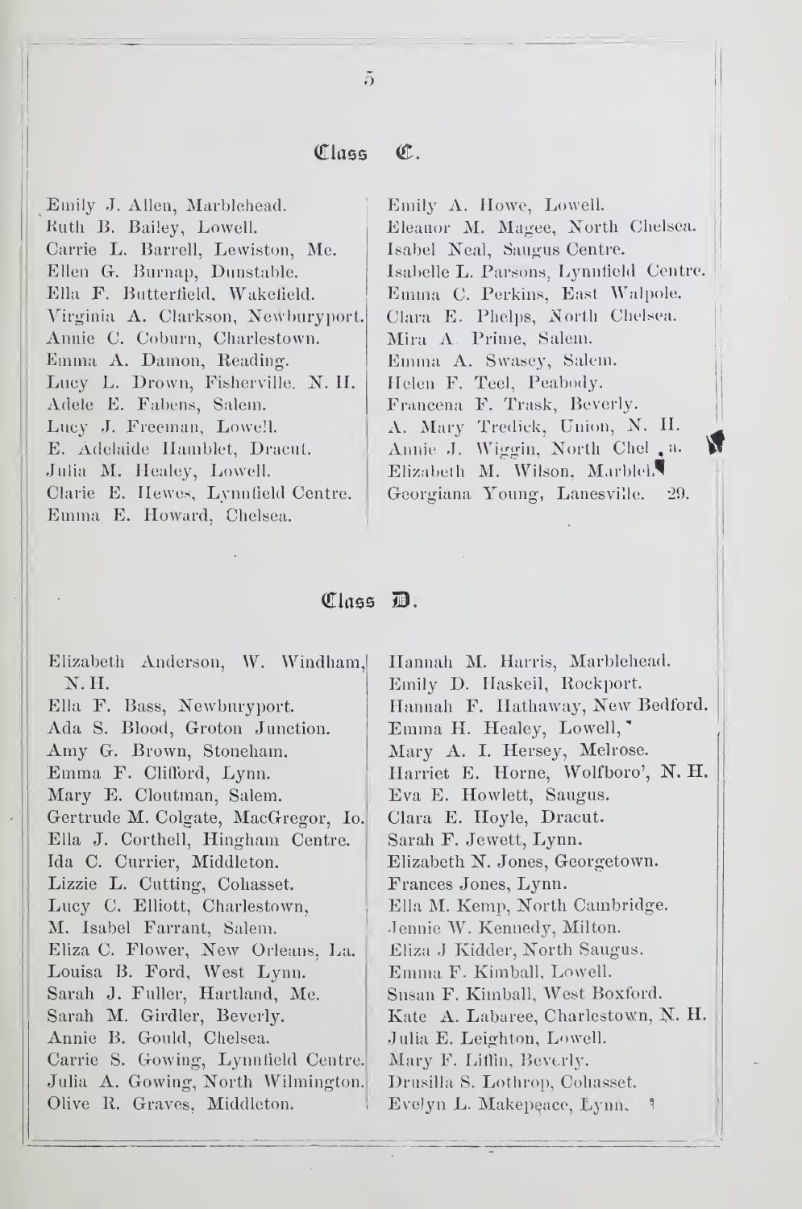## Class C.

Emily J. Allen, Marblehead.
Ruth B. Bailey, Lowell.
Carrie L. Barrell, Lewiston, Me.
Ellen G. Burnap, Dunstable.
Ella F. Butterfield, Wakefield.
Virginia A. Clarkson, Newburyport.
Annie C. Coburn, Charlestown.
Emma A. Damon, Reading.
Lucy L. Drown, Fisherville. N. H.
Adele E. Fabens, Salem.
Lucy J. Freeman, Lowell.
E. Adelaide Hamblet, Dracut.
Julia M. Healey, Lowell.
Clarie E. Hewes, Lynnfield Centre.
Emma E. Howard, Chelsea.
Emily A. Howe, Lowell.
Eleanor M. Magee, North Chelsea.
Isabel Neal, Saugus Centre.
Isabelle L. Parsons, Lynnfield Centre.
Emma C. Perkins, East Walpole.
Clara E. Phelps, North Chelsea.
Mira A. Prime, Salem.
Emma A. Swasey, Salem.
Helen F. Teel, Peabody.
Francena F. Trask, Beverly.
A. Mary Tredick, Union, N. H.
Annie J. Wiggin, North Chel . a.
Elizabeth M. Wilson, Marbleh.
Georgiana Young, Lanesville. 29.

## Class D.

Elizabeth Anderson, W. Windham, N. H.
Ella F. Bass, Newburyport.
Ada S. Blood, Groton Junction.
Amy G. Brown, Stoneham.
Emma F. Clifford, Lynn.
Mary E. Cloutman, Salem.
Gertrude M. Colgate, MacGregor, Io.
Ella J. Corthell, Hingham Centre.
Ida C. Currier, Middleton.
Lizzie L. Cutting, Cohasset.
Lucy C. Elliott, Charlestown,
M. Isabel Farrant, Salem.
Eliza C. Flower, New Orleans, La.
Louisa B. Ford, West Lynn.
Sarah J. Fuller, Hartland, Me.
Sarah M. Girdler, Beverly.
Annie B. Gould, Chelsea.
Carrie S. Gowing, Lynnfield Centre.
Julia A. Gowing, North Wilmington.
Olive R. Graves, Middleton.
Hannah M. Harris, Marblehead.
Emily D. Haskell, Rockport.
Hannah F. Hathaway, New Bedford.
Emma H. Healey, Lowell,
Mary A. I. Hersey, Melrose.
Harriet E. Horne, Wolfboro', N. H.
Eva E. Howlett, Saugus.
Clara E. Hoyle, Dracut.
Sarah F. Jewett, Lynn.
Elizabeth N. Jones, Georgetown.
Frances Jones, Lynn.
Ella M. Kemp, North Cambridge.
Jennie W. Kennedy, Milton.
Eliza J Kidder, North Saugus.
Emma F. Kimball, Lowell.
Susan F. Kimball, West Boxford.
Kate A. Labaree, Charlestown, N. H.
Julia E. Leighton, Lowell.
Mary F. Liffin, Beverly.
Drusilla S. Lothrop, Cohasset.
Evelyn L. Makepeace, Lynn.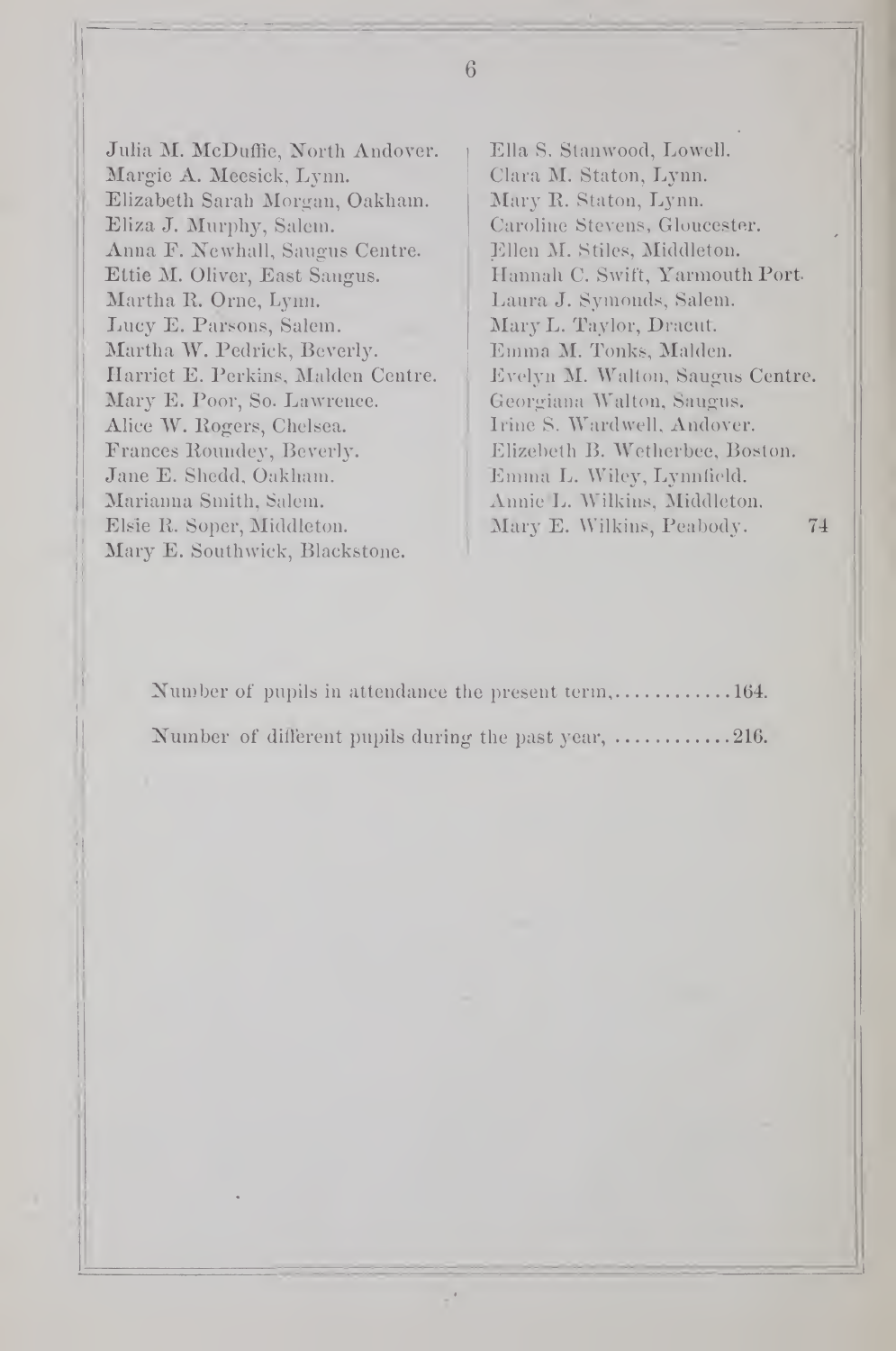Julia M. McDuffie, North Andover.
Margie A. Meesick, Lynn.
Elizabeth Sarah Morgan, Oakham.
Eliza J. Murphy, Salem.
Anna F. Newhall, Saugus Centre.
Ettie M. Oliver, East Saugus.
Martha R. Orne, Lynn.
Lucy E. Parsons, Salem.
Martha W. Pedrick, Beverly.
Harriet E. Perkins, Malden Centre.
Mary E. Poor, So. Lawrence.
Alice W. Rogers, Chelsea.
Frances Roundey, Beverly.
Jane E. Shedd, Oakham.
Marianna Smith, Salem.
Elsie R. Soper, Middleton.
Mary E. Southwick, Blackstone.
Ella S. Stanwood, Lowell.
Clara M. Staton, Lynn.
Mary R. Staton, Lynn.
Caroline Stevens, Gloucester.
Ellen M. Stiles, Middleton.
Hannah C. Swift, Yarmouth Port.
Laura J. Symonds, Salem.
Mary L. Taylor, Dracut.
Emma M. Tonks, Malden.
Evelyn M. Walton, Saugus Centre.
Georgiana Walton, Saugus.
Irine S. Wardwell, Andover.
Elizebeth B. Wetherbee, Boston.
Emma L. Wiley, Lynnfield.
Annie L. Wilkins, Middleton.
Mary E. Wilkins, Peabody. 74

Number of pupils in attendance the present term,............164.

Number of different pupils during the past year, ............216.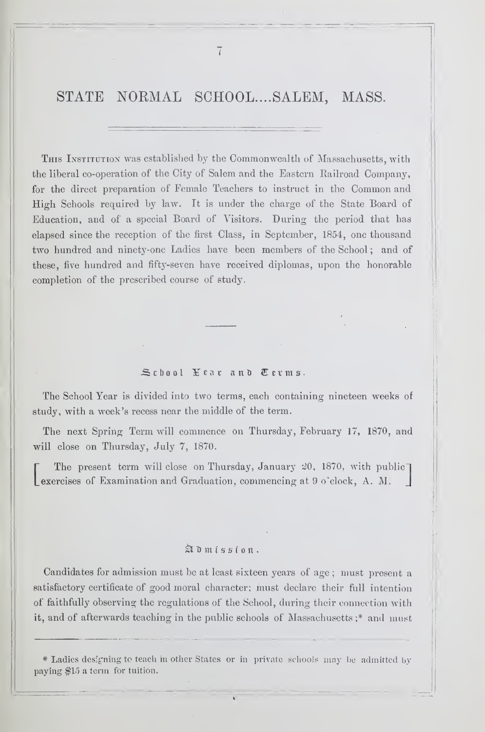# STATE NORMAL SCHOOL....SALEM, MASS.

THIS INSTITUTION was established by the Commonwealth of Massachusetts, with the liberal co-operation of the City of Salem and the Eastern Railroad Company, for the direct preparation of Female Teachers to instruct in the Common and High Schools required by law. It is under the charge of the State Board of Education, and of a special Board of Visitors. During the period that has elapsed since the reception of the first Class, in September, 1854, one thousand two hundred and ninety-one Ladies have been members of the School; and of these, five hundred and fifty-seven have received diplomas, upon the honorable completion of the prescribed course of study.

---

## School Year and Terms.

The School Year is divided into two terms, each containing nineteen weeks of study, with a week's recess near the middle of the term.

The next Spring Term will commence on Thursday, February 17, 1870, and will close on Thursday, July 7, 1870.

[The present term will close on Thursday, January 20, 1870, with public exercises of Examination and Graduation, commencing at 9 o'clock, A. M.]

## Admission.

Candidates for admission must be at least sixteen years of age; must present a satisfactory certificate of good moral character; must declare their full intention of faithfully observing the regulations of the School, during their connection with it, and of afterwards teaching in the public schools of Massachusetts;* and must

* Ladies designing to teach in other States or in private schools may be admitted by paying $15 a term for tuition.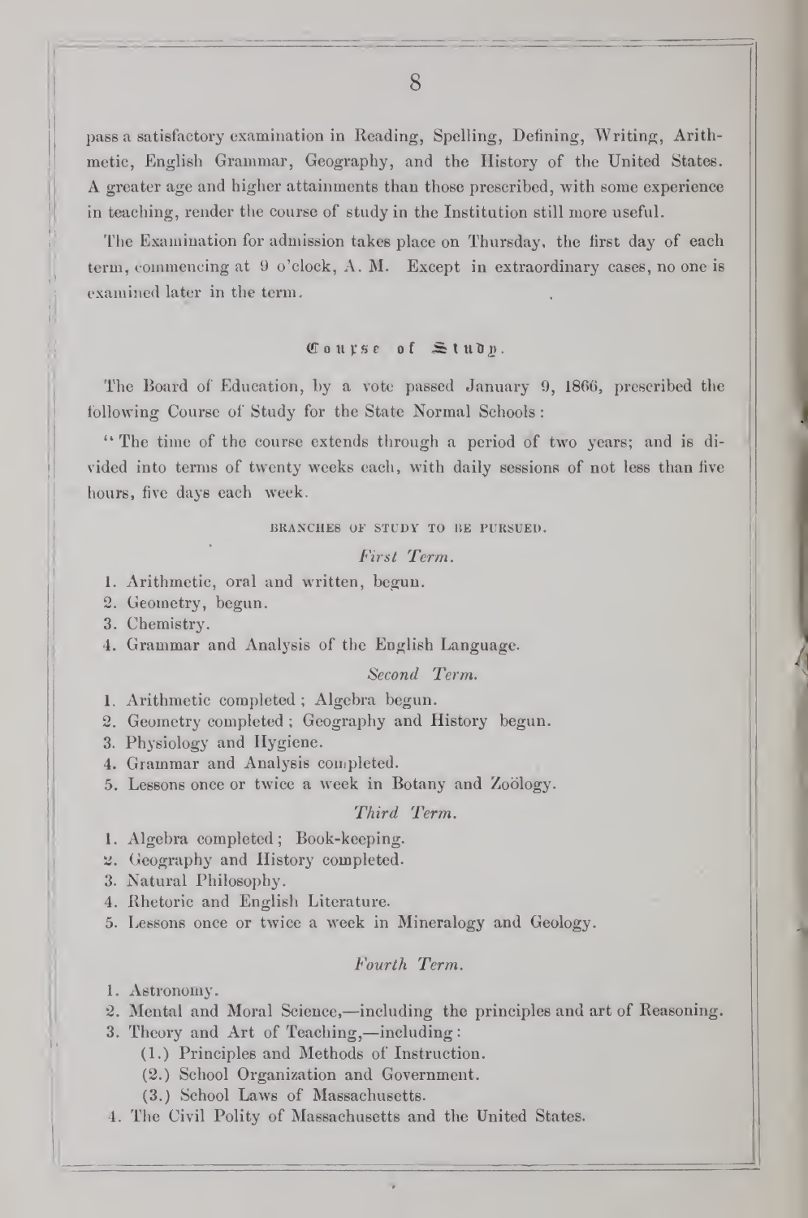pass a satisfactory examination in Reading, Spelling, Defining, Writing, Arithmetic, English Grammar, Geography, and the History of the United States. A greater age and higher attainments than those prescribed, with some experience in teaching, render the course of study in the Institution still more useful.

The Examination for admission takes place on Thursday, the first day of each term, commencing at 9 o'clock, A. M. Except in extraordinary cases, no one is examined later in the term.

## Course of Study.

The Board of Education, by a vote passed January 9, 1866, prescribed the following Course of Study for the State Normal Schools:

"The time of the course extends through a period of two years; and is divided into terms of twenty weeks each, with daily sessions of not less than five hours, five days each week.

### BRANCHES OF STUDY TO BE PURSUED.

*First Term.*

1. Arithmetic, oral and written, begun.
2. Geometry, begun.
3. Chemistry.
4. Grammar and Analysis of the English Language.

*Second Term.*

1. Arithmetic completed; Algebra begun.
2. Geometry completed; Geography and History begun.
3. Physiology and Hygiene.
4. Grammar and Analysis completed.
5. Lessons once or twice a week in Botany and Zoölogy.

*Third Term.*

1. Algebra completed; Book-keeping.
2. Geography and History completed.
3. Natural Philosophy.
4. Rhetoric and English Literature.
5. Lessons once or twice a week in Mineralogy and Geology.

*Fourth Term.*

1. Astronomy.
2. Mental and Moral Science,—including the principles and art of Reasoning.
3. Theory and Art of Teaching,—including:
   (1.) Principles and Methods of Instruction.
   (2.) School Organization and Government.
   (3.) School Laws of Massachusetts.
4. The Civil Polity of Massachusetts and the United States.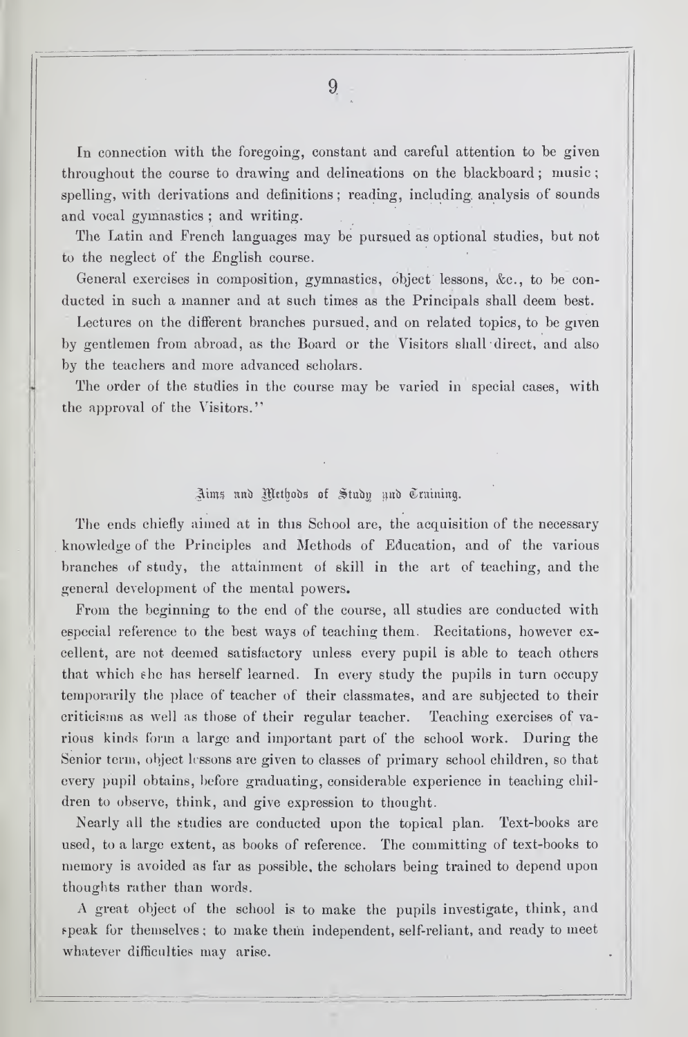In connection with the foregoing, constant and careful attention to be given throughout the course to drawing and delineations on the blackboard; music; spelling, with derivations and definitions; reading, including analysis of sounds and vocal gymnastics; and writing.

The Latin and French languages may be pursued as optional studies, but not to the neglect of the English course.

General exercises in composition, gymnastics, object lessons, &c., to be conducted in such a manner and at such times as the Principals shall deem best.

Lectures on the different branches pursued, and on related topics, to be given by gentlemen from abroad, as the Board or the Visitors shall direct, and also by the teachers and more advanced scholars.

The order of the studies in the course may be varied in special cases, with the approval of the Visitors."

## Aims and Methods of Study and Training.

The ends chiefly aimed at in this School are, the acquisition of the necessary knowledge of the Principles and Methods of Education, and of the various branches of study, the attainment of skill in the art of teaching, and the general development of the mental powers.

From the beginning to the end of the course, all studies are conducted with especial reference to the best ways of teaching them. Recitations, however excellent, are not deemed satisfactory unless every pupil is able to teach others that which she has herself learned. In every study the pupils in turn occupy temporarily the place of teacher of their classmates, and are subjected to their criticisms as well as those of their regular teacher. Teaching exercises of various kinds form a large and important part of the school work. During the Senior term, object lessons are given to classes of primary school children, so that every pupil obtains, before graduating, considerable experience in teaching children to observe, think, and give expression to thought.

Nearly all the studies are conducted upon the topical plan. Text-books are used, to a large extent, as books of reference. The committing of text-books to memory is avoided as far as possible, the scholars being trained to depend upon thoughts rather than words.

A great object of the school is to make the pupils investigate, think, and speak for themselves; to make them independent, self-reliant, and ready to meet whatever difficulties may arise.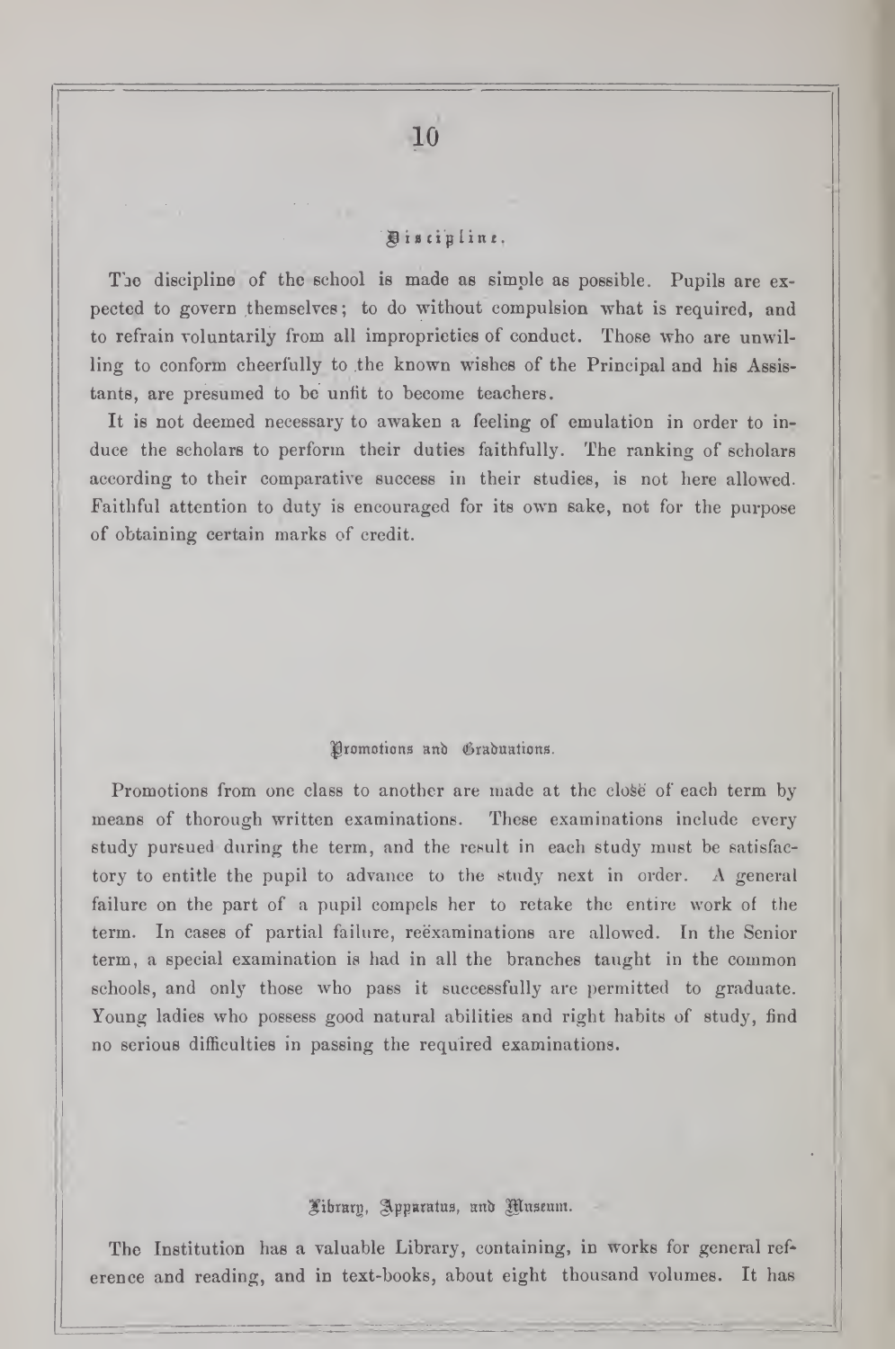## Discipline.

The discipline of the school is made as simple as possible. Pupils are expected to govern themselves; to do without compulsion what is required, and to refrain voluntarily from all improprieties of conduct. Those who are unwilling to conform cheerfully to the known wishes of the Principal and his Assistants, are presumed to be unfit to become teachers.

It is not deemed necessary to awaken a feeling of emulation in order to induce the scholars to perform their duties faithfully. The ranking of scholars according to their comparative success in their studies, is not here allowed. Faithful attention to duty is encouraged for its own sake, not for the purpose of obtaining certain marks of credit.

## Promotions and Graduations.

Promotions from one class to another are made at the close of each term by means of thorough written examinations. These examinations include every study pursued during the term, and the result in each study must be satisfactory to entitle the pupil to advance to the study next in order. A general failure on the part of a pupil compels her to retake the entire work of the term. In cases of partial failure, reëxaminations are allowed. In the Senior term, a special examination is had in all the branches taught in the common schools, and only those who pass it successfully are permitted to graduate. Young ladies who possess good natural abilities and right habits of study, find no serious difficulties in passing the required examinations.

## Library, Apparatus, and Museum.

The Institution has a valuable Library, containing, in works for general reference and reading, and in text-books, about eight thousand volumes. It has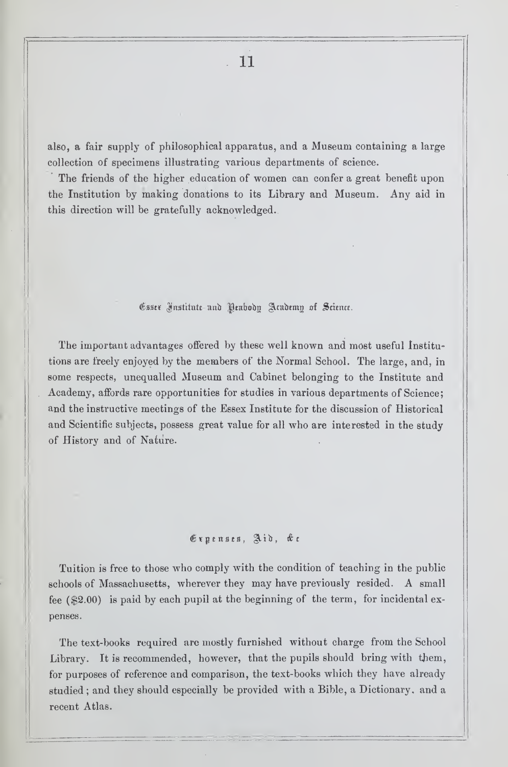also, a fair supply of philosophical apparatus, and a Museum containing a large collection of specimens illustrating various departments of science.

The friends of the higher education of women can confer a great benefit upon the Institution by making donations to its Library and Museum. Any aid in this direction will be gratefully acknowledged.

## Essex Institute and Peabody Academy of Science.

The important advantages offered by these well known and most useful Institutions are freely enjoyed by the members of the Normal School. The large, and, in some respects, unequalled Museum and Cabinet belonging to the Institute and Academy, affords rare opportunities for studies in various departments of Science; and the instructive meetings of the Essex Institute for the discussion of Historical and Scientific subjects, possess great value for all who are interested in the study of History and of Nature.

## Expenses, Aid, &c

Tuition is free to those who comply with the condition of teaching in the public schools of Massachusetts, wherever they may have previously resided. A small fee ($2.00) is paid by each pupil at the beginning of the term, for incidental expenses.

The text-books required are mostly furnished without charge from the School Library. It is recommended, however, that the pupils should bring with them, for purposes of reference and comparison, the text-books which they have already studied; and they should especially be provided with a Bible, a Dictionary, and a recent Atlas.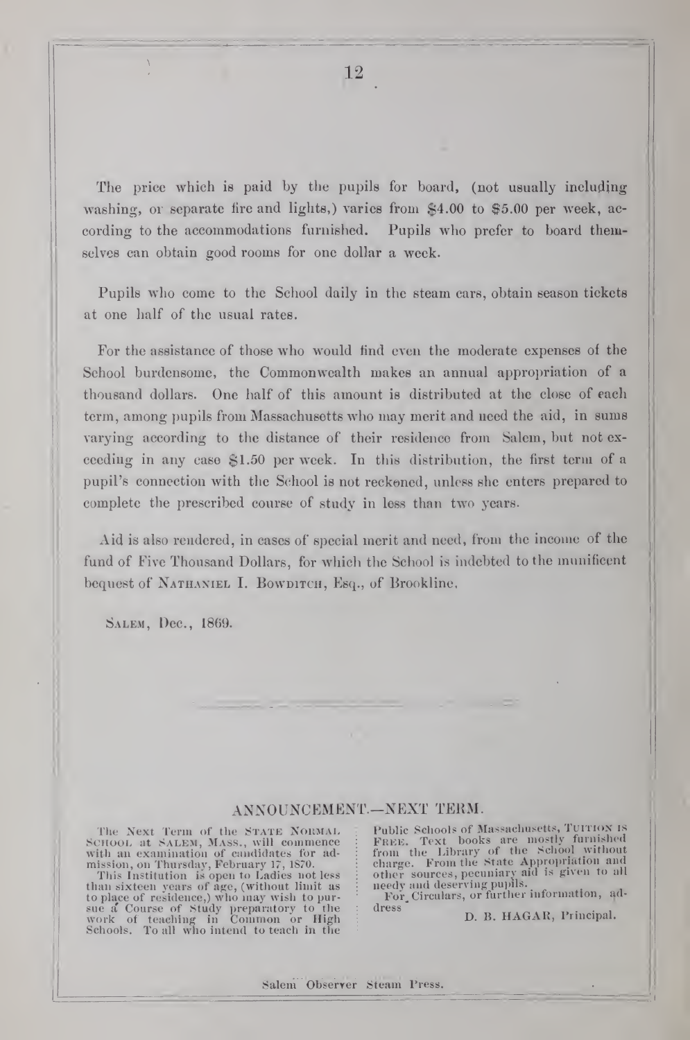The price which is paid by the pupils for board, (not usually including washing, or separate fire and lights,) varies from $4.00 to $5.00 per week, according to the accommodations furnished. Pupils who prefer to board themselves can obtain good rooms for one dollar a week.

Pupils who come to the School daily in the steam cars, obtain season tickets at one half of the usual rates.

For the assistance of those who would find even the moderate expenses of the School burdensome, the Commonwealth makes an annual appropriation of a thousand dollars. One half of this amount is distributed at the close of each term, among pupils from Massachusetts who may merit and need the aid, in sums varying according to the distance of their residence from Salem, but not exceeding in any case $1.50 per week. In this distribution, the first term of a pupil's connection with the School is not reckoned, unless she enters prepared to complete the prescribed course of study in less than two years.

Aid is also rendered, in cases of special merit and need, from the income of the fund of Five Thousand Dollars, for which the School is indebted to the munificent bequest of NATHANIEL I. BOWDITCH, Esq., of Brookline.

SALEM, Dec., 1869.

## ANNOUNCEMENT.—NEXT TERM.

The Next Term of the STATE NORMAL SCHOOL at SALEM, MASS., will commence with an examination of candidates for admission, on Thursday, February 17, 1870.

This Institution is open to Ladies not less than sixteen years of age, (without limit as to place of residence,) who may wish to pursue a Course of Study preparatory to the work of teaching in Common or High Schools. To all who intend to teach in the Public Schools of Massachusetts, TUITION IS FREE. Text books are mostly furnished from the Library of the School without charge. From the State Appropriation and other sources, pecuniary aid is given to all needy and deserving pupils.

For Circulars, or further information, address

D. B. HAGAR, Principal.

Salem Observer Steam Press.